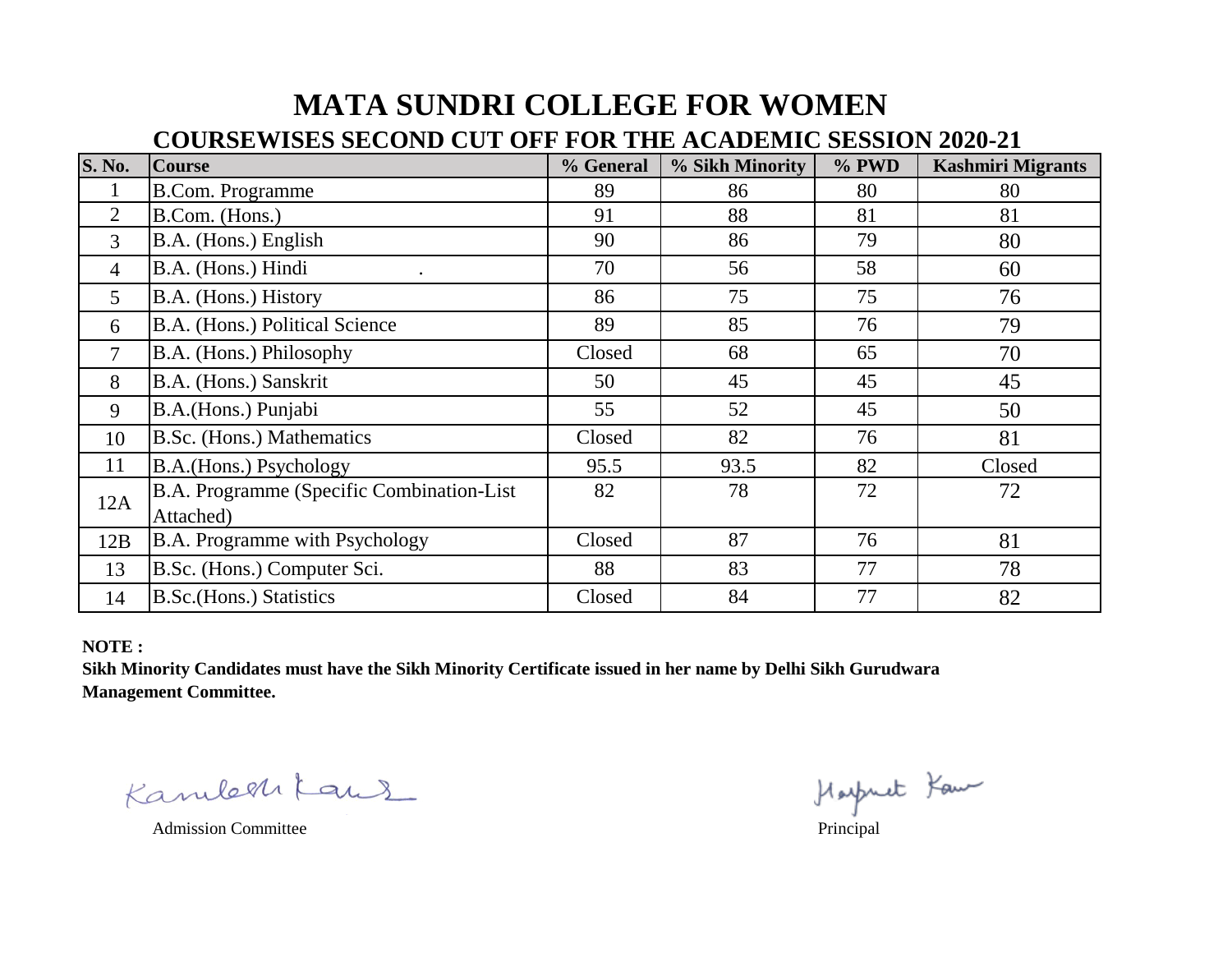# MATA SUNDRI COLLEGE FOR WOMEN

## COURSEWISES SECOND CUT OFF FOR THE ACADEMIC SESSION 2020-21

| S. No. | Course | % General | % Sikh Minority | % PWD | Kashmiri Migrants |
|---|---|---|---|---|---|
| 1 | B.Com. Programme | 89 | 86 | 80 | 80 |
| 2 | B.Com. (Hons.) | 91 | 88 | 81 | 81 |
| 3 | B.A. (Hons.) English | 90 | 86 | 79 | 80 |
| 4 | B.A. (Hons.) Hindi . | 70 | 56 | 58 | 60 |
| 5 | B.A. (Hons.) History | 86 | 75 | 75 | 76 |
| 6 | B.A. (Hons.) Political Science | 89 | 85 | 76 | 79 |
| 7 | B.A. (Hons.) Philosophy | Closed | 68 | 65 | 70 |
| 8 | B.A. (Hons.) Sanskrit | 50 | 45 | 45 | 45 |
| 9 | B.A.(Hons.) Punjabi | 55 | 52 | 45 | 50 |
| 10 | B.Sc. (Hons.) Mathematics | Closed | 82 | 76 | 81 |
| 11 | B.A.(Hons.) Psychology | 95.5 | 93.5 | 82 | Closed |
| 12A | B.A. Programme (Specific Combination-List Attached) | 82 | 78 | 72 | 72 |
| 12B | B.A. Programme with Psychology | Closed | 87 | 76 | 81 |
| 13 | B.Sc. (Hons.) Computer Sci. | 88 | 83 | 77 | 78 |
| 14 | B.Sc.(Hons.) Statistics | Closed | 84 | 77 | 82 |

**NOTE :**

**Sikh Minority Candidates must have the Sikh Minority Certificate issued in her name by Delhi Sikh Gurudwara Management Committee.**

Kamlesh Kaur
Admission Committee

Harpreet Kaur
Principal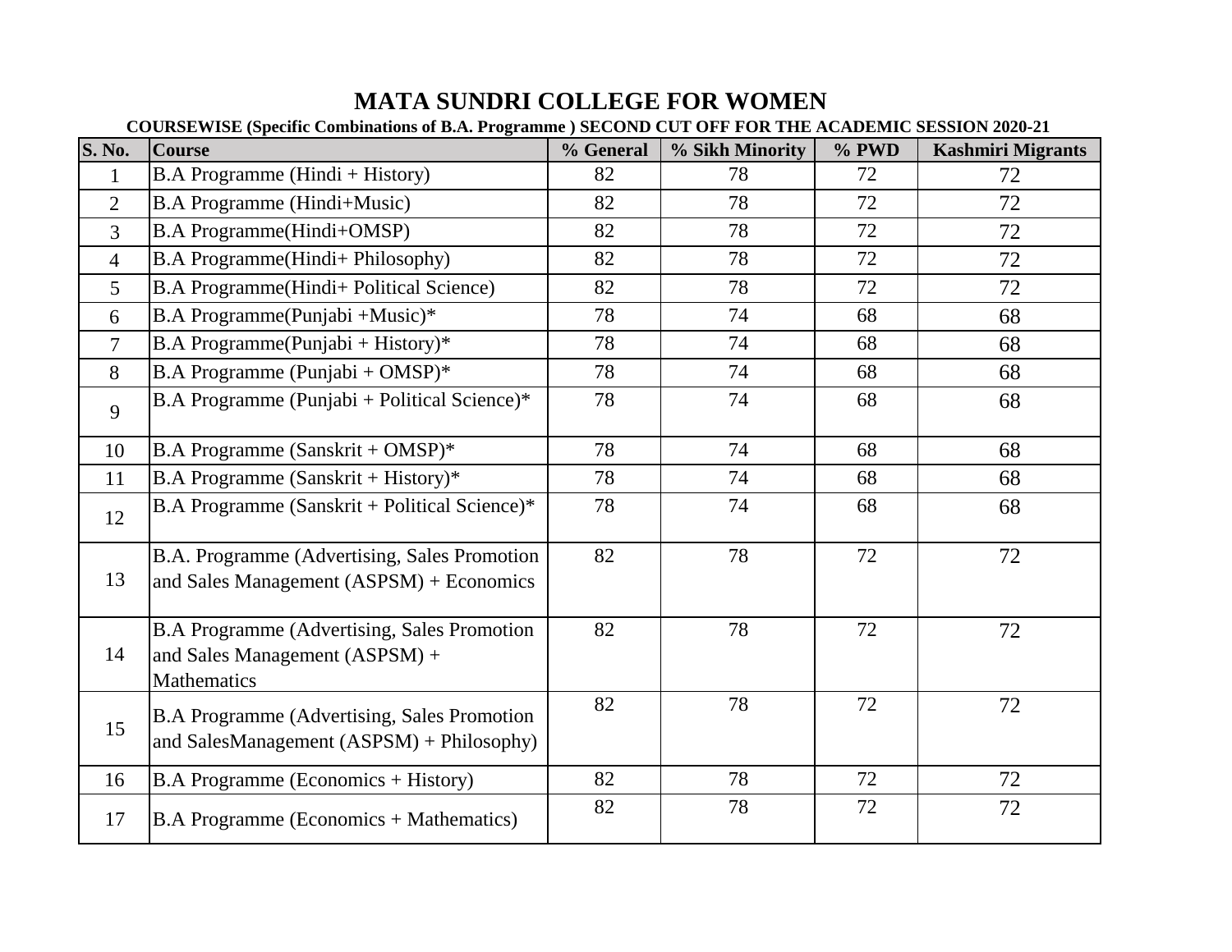# MATA SUNDRI COLLEGE FOR WOMEN

**COURSEWISE (Specific Combinations of B.A. Programme ) SECOND CUT OFF FOR THE ACADEMIC SESSION 2020-21**

| S. No. | Course | % General | % Sikh Minority | % PWD | Kashmiri Migrants |
|---|---|---|---|---|---|
| 1 | B.A Programme (Hindi + History) | 82 | 78 | 72 | 72 |
| 2 | B.A Programme (Hindi+Music) | 82 | 78 | 72 | 72 |
| 3 | B.A Programme(Hindi+OMSP) | 82 | 78 | 72 | 72 |
| 4 | B.A Programme(Hindi+ Philosophy) | 82 | 78 | 72 | 72 |
| 5 | B.A Programme(Hindi+ Political Science) | 82 | 78 | 72 | 72 |
| 6 | B.A Programme(Punjabi +Music)* | 78 | 74 | 68 | 68 |
| 7 | B.A Programme(Punjabi + History)* | 78 | 74 | 68 | 68 |
| 8 | B.A Programme (Punjabi + OMSP)* | 78 | 74 | 68 | 68 |
| 9 | B.A Programme (Punjabi + Political Science)* | 78 | 74 | 68 | 68 |
| 10 | B.A Programme (Sanskrit + OMSP)* | 78 | 74 | 68 | 68 |
| 11 | B.A Programme (Sanskrit + History)* | 78 | 74 | 68 | 68 |
| 12 | B.A Programme (Sanskrit + Political Science)* | 78 | 74 | 68 | 68 |
| 13 | B.A. Programme (Advertising, Sales Promotion and Sales Management (ASPSM) + Economics | 82 | 78 | 72 | 72 |
| 14 | B.A Programme (Advertising, Sales Promotion and Sales Management (ASPSM) + Mathematics | 82 | 78 | 72 | 72 |
| 15 | B.A Programme (Advertising, Sales Promotion and SalesManagement (ASPSM) + Philosophy) | 82 | 78 | 72 | 72 |
| 16 | B.A Programme (Economics + History) | 82 | 78 | 72 | 72 |
| 17 | B.A Programme (Economics + Mathematics) | 82 | 78 | 72 | 72 |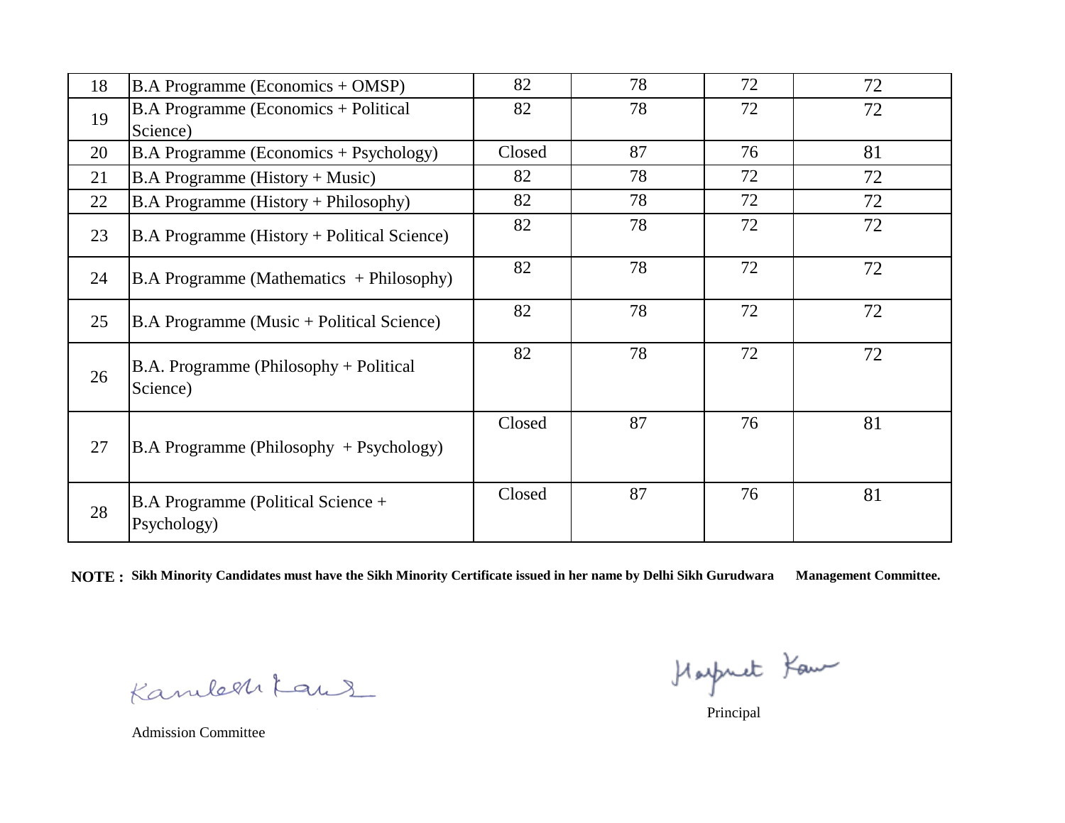| | | | | | |
|---|---|---|---|---|---|
| 18 | B.A Programme (Economics + OMSP) | 82 | 78 | 72 | 72 |
| 19 | B.A Programme (Economics + Political Science) | 82 | 78 | 72 | 72 |
| 20 | B.A Programme (Economics + Psychology) | Closed | 87 | 76 | 81 |
| 21 | B.A Programme (History + Music) | 82 | 78 | 72 | 72 |
| 22 | B.A Programme (History + Philosophy) | 82 | 78 | 72 | 72 |
| 23 | B.A Programme (History + Political Science) | 82 | 78 | 72 | 72 |
| 24 | B.A Programme (Mathematics + Philosophy) | 82 | 78 | 72 | 72 |
| 25 | B.A Programme (Music + Political Science) | 82 | 78 | 72 | 72 |
| 26 | B.A. Programme (Philosophy + Political Science) | 82 | 78 | 72 | 72 |
| 27 | B.A Programme (Philosophy + Psychology) | Closed | 87 | 76 | 81 |
| 28 | B.A Programme (Political Science + Psychology) | Closed | 87 | 76 | 81 |

**NOTE : Sikh Minority Candidates must have the Sikh Minority Certificate issued in her name by Delhi Sikh Gurudwara Management Committee.**

Kamlesh Kaur

Admission Committee

Harpreet Kaur

Principal